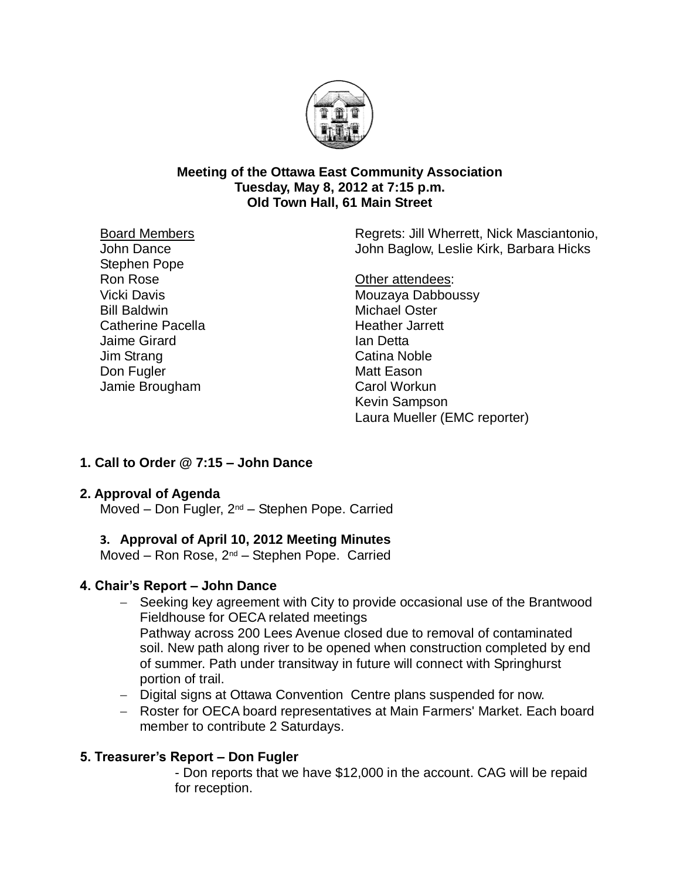**Meeting of the Ottawa East Community Association**
**Tuesday, May 8, 2012 at 7:15 p.m.**
**Old Town Hall, 61 Main Street**

Board Members
John Dance
Stephen Pope
Ron Rose
Vicki Davis
Bill Baldwin
Catherine Pacella
Jaime Girard
Jim Strang
Don Fugler
Jamie Brougham

Regrets: Jill Wherrett, Nick Masciantonio, John Baglow, Leslie Kirk, Barbara Hicks

Other attendees:
Mouzaya Dabboussy
Michael Oster
Heather Jarrett
Ian Detta
Catina Noble
Matt Eason
Carol Workun
Kevin Sampson
Laura Mueller (EMC reporter)

## 1. Call to Order @ 7:15 – John Dance

## 2. Approval of Agenda

Moved – Don Fugler, 2nd – Stephen Pope. Carried

## 3. Approval of April 10, 2012 Meeting Minutes

Moved – Ron Rose, 2nd – Stephen Pope. Carried

## 4. Chair's Report – John Dance

- Seeking key agreement with City to provide occasional use of the Brantwood Fieldhouse for OECA related meetings
  Pathway across 200 Lees Avenue closed due to removal of contaminated soil. New path along river to be opened when construction completed by end of summer. Path under transitway in future will connect with Springhurst portion of trail.
- Digital signs at Ottawa Convention Centre plans suspended for now.
- Roster for OECA board representatives at Main Farmers' Market. Each board member to contribute 2 Saturdays.

## 5. Treasurer's Report – Don Fugler

- Don reports that we have $12,000 in the account. CAG will be repaid for reception.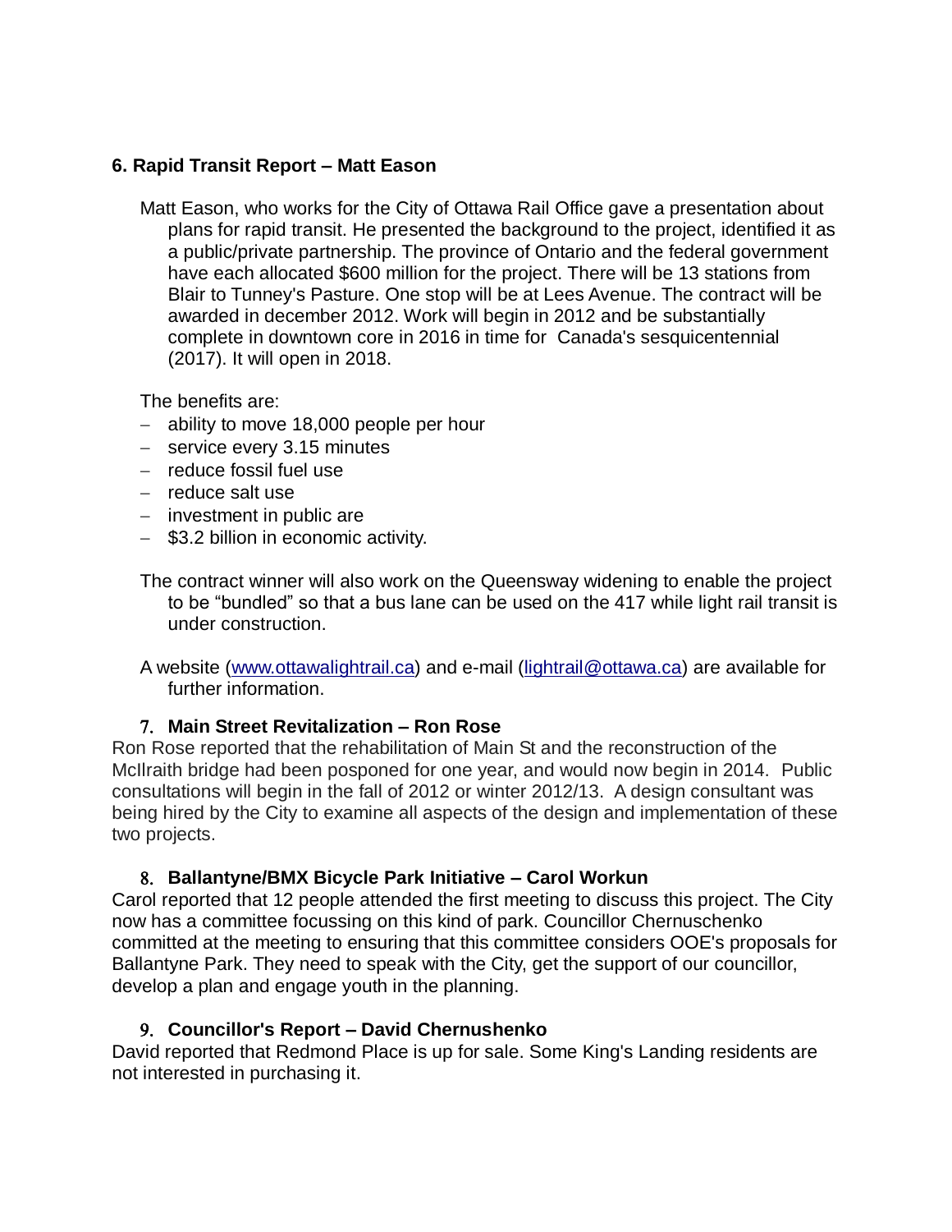### 6. Rapid Transit Report – Matt Eason

Matt Eason, who works for the City of Ottawa Rail Office gave a presentation about plans for rapid transit. He presented the background to the project, identified it as a public/private partnership. The province of Ontario and the federal government have each allocated $600 million for the project. There will be 13 stations from Blair to Tunney's Pasture. One stop will be at Lees Avenue. The contract will be awarded in december 2012. Work will begin in 2012 and be substantially complete in downtown core in 2016 in time for Canada's sesquicentennial (2017). It will open in 2018.

The benefits are:

- ability to move 18,000 people per hour
- service every 3.15 minutes
- reduce fossil fuel use
- reduce salt use
- investment in public are
- $3.2 billion in economic activity.

The contract winner will also work on the Queensway widening to enable the project to be "bundled" so that a bus lane can be used on the 417 while light rail transit is under construction.

A website (www.ottawalightrail.ca) and e-mail (lightrail@ottawa.ca) are available for further information.

### 7. Main Street Revitalization – Ron Rose

Ron Rose reported that the rehabilitation of Main St and the reconstruction of the McIlraith bridge had been posponed for one year, and would now begin in 2014. Public consultations will begin in the fall of 2012 or winter 2012/13. A design consultant was being hired by the City to examine all aspects of the design and implementation of these two projects.

### 8. Ballantyne/BMX Bicycle Park Initiative – Carol Workun

Carol reported that 12 people attended the first meeting to discuss this project. The City now has a committee focussing on this kind of park. Councillor Chernuschenko committed at the meeting to ensuring that this committee considers OOE's proposals for Ballantyne Park. They need to speak with the City, get the support of our councillor, develop a plan and engage youth in the planning.

### 9. Councillor's Report – David Chernushenko

David reported that Redmond Place is up for sale. Some King's Landing residents are not interested in purchasing it.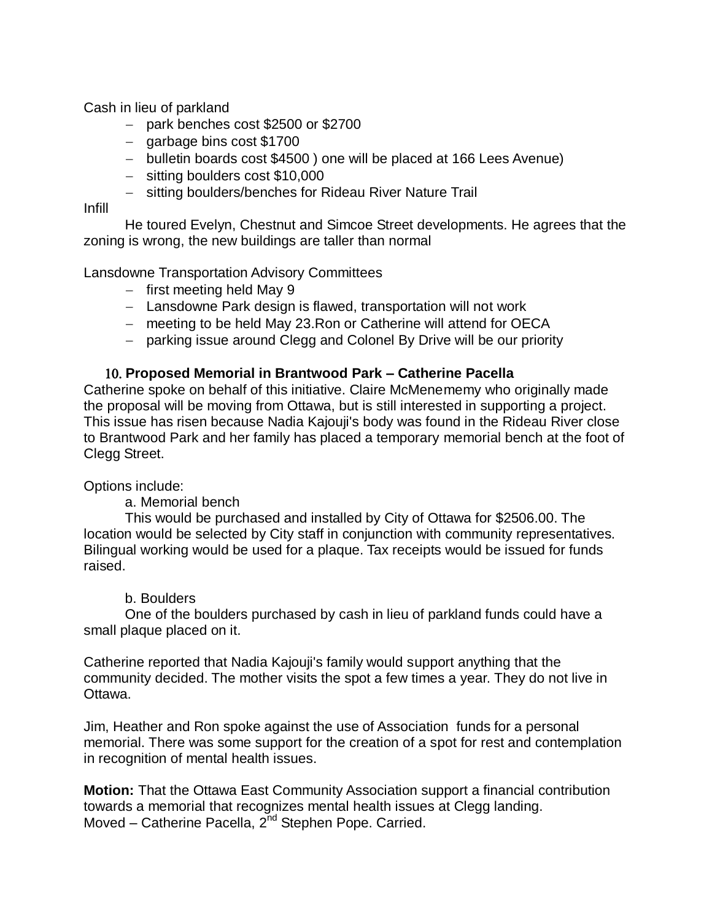Cash in lieu of parkland

- park benches cost $2500 or $2700
- garbage bins cost $1700
- bulletin boards cost $4500 ) one will be placed at 166 Lees Avenue)
- sitting boulders cost $10,000
- sitting boulders/benches for Rideau River Nature Trail

Infill

He toured Evelyn, Chestnut and Simcoe Street developments. He agrees that the zoning is wrong, the new buildings are taller than normal

Lansdowne Transportation Advisory Committees

- first meeting held May 9
- Lansdowne Park design is flawed, transportation will not work
- meeting to be held May 23.Ron or Catherine will attend for OECA
- parking issue around Clegg and Colonel By Drive will be our priority

**10. Proposed Memorial in Brantwood Park – Catherine Pacella**

Catherine spoke on behalf of this initiative. Claire McMenememy who originally made the proposal will be moving from Ottawa, but is still interested in supporting a project. This issue has risen because Nadia Kajouji's body was found in the Rideau River close to Brantwood Park and her family has placed a temporary memorial bench at the foot of Clegg Street.

Options include:

a. Memorial bench

This would be purchased and installed by City of Ottawa for $2506.00. The location would be selected by City staff in conjunction with community representatives. Bilingual working would be used for a plaque. Tax receipts would be issued for funds raised.

b. Boulders

One of the boulders purchased by cash in lieu of parkland funds could have a small plaque placed on it.

Catherine reported that Nadia Kajouji's family would support anything that the community decided. The mother visits the spot a few times a year. They do not live in Ottawa.

Jim, Heather and Ron spoke against the use of Association funds for a personal memorial. There was some support for the creation of a spot for rest and contemplation in recognition of mental health issues.

**Motion:** That the Ottawa East Community Association support a financial contribution towards a memorial that recognizes mental health issues at Clegg landing.
Moved – Catherine Pacella, 2nd Stephen Pope. Carried.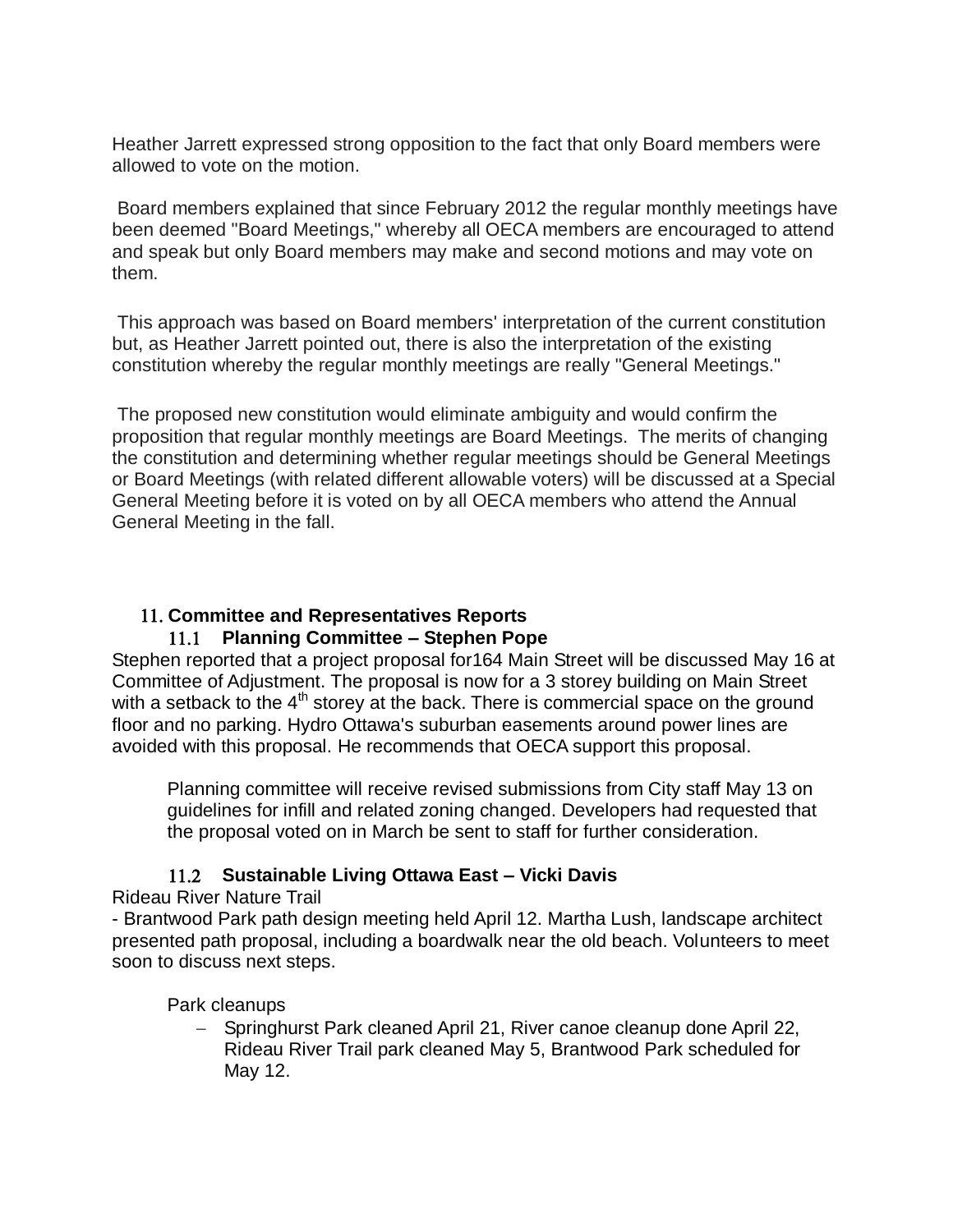Heather Jarrett expressed strong opposition to the fact that only Board members were allowed to vote on the motion.

Board members explained that since February 2012 the regular monthly meetings have been deemed "Board Meetings," whereby all OECA members are encouraged to attend and speak but only Board members may make and second motions and may vote on them.

This approach was based on Board members' interpretation of the current constitution but, as Heather Jarrett pointed out, there is also the interpretation of the existing constitution whereby the regular monthly meetings are really "General Meetings."

The proposed new constitution would eliminate ambiguity and would confirm the proposition that regular monthly meetings are Board Meetings. The merits of changing the constitution and determining whether regular meetings should be General Meetings or Board Meetings (with related different allowable voters) will be discussed at a Special General Meeting before it is voted on by all OECA members who attend the Annual General Meeting in the fall.

## 11. Committee and Representatives Reports

### 11.1 Planning Committee – Stephen Pope

Stephen reported that a project proposal for164 Main Street will be discussed May 16 at Committee of Adjustment. The proposal is now for a 3 storey building on Main Street with a setback to the 4th storey at the back. There is commercial space on the ground floor and no parking. Hydro Ottawa's suburban easements around power lines are avoided with this proposal. He recommends that OECA support this proposal.

Planning committee will receive revised submissions from City staff May 13 on guidelines for infill and related zoning changed. Developers had requested that the proposal voted on in March be sent to staff for further consideration.

### 11.2 Sustainable Living Ottawa East – Vicki Davis

Rideau River Nature Trail

- Brantwood Park path design meeting held April 12. Martha Lush, landscape architect presented path proposal, including a boardwalk near the old beach. Volunteers to meet soon to discuss next steps.

Park cleanups

- Springhurst Park cleaned April 21, River canoe cleanup done April 22, Rideau River Trail park cleaned May 5, Brantwood Park scheduled for May 12.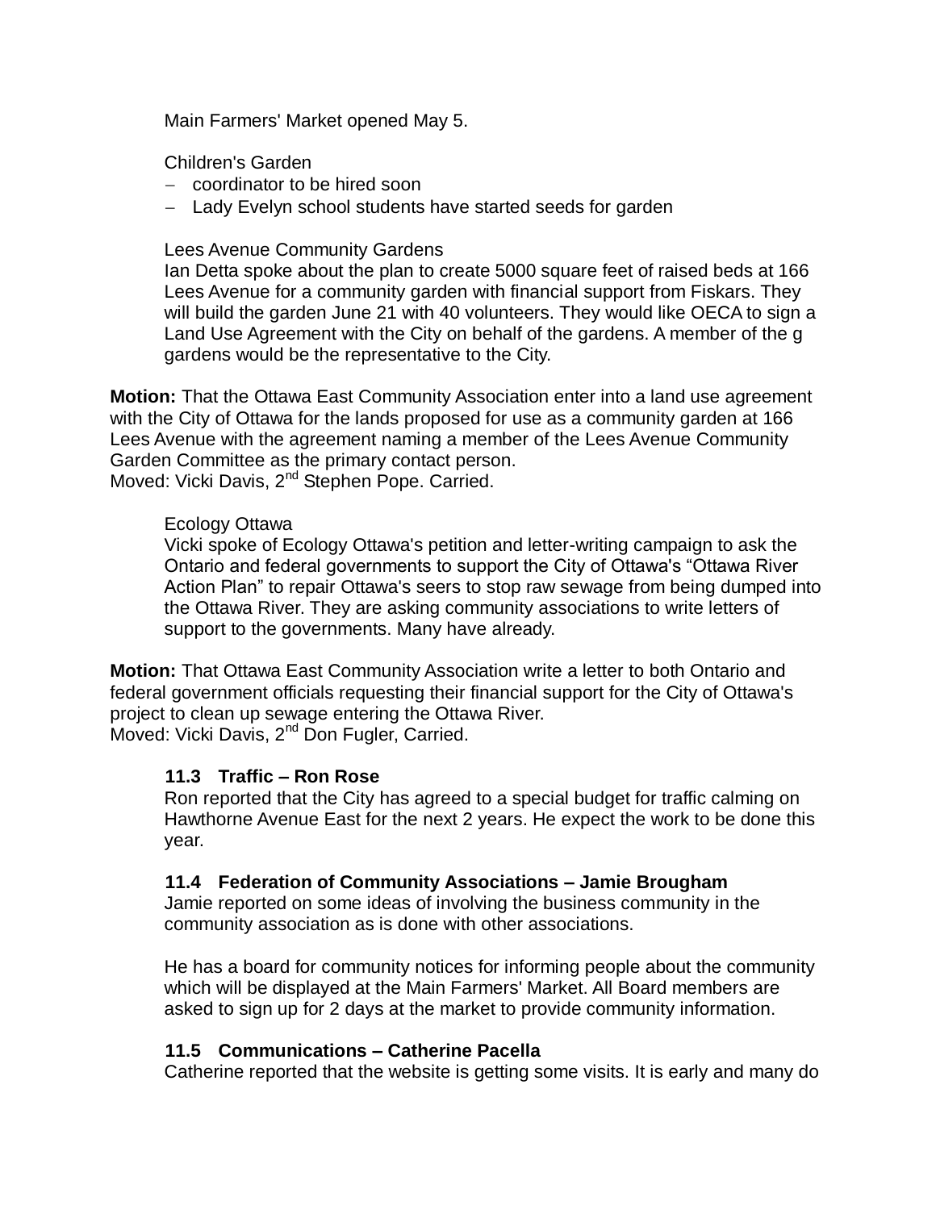Main Farmers' Market opened May 5.

Children's Garden

- coordinator to be hired soon
- Lady Evelyn school students have started seeds for garden

Lees Avenue Community Gardens

Ian Detta spoke about the plan to create 5000 square feet of raised beds at 166 Lees Avenue for a community garden with financial support from Fiskars. They will build the garden June 21 with 40 volunteers. They would like OECA to sign a Land Use Agreement with the City on behalf of the gardens. A member of the g gardens would be the representative to the City.

**Motion:** That the Ottawa East Community Association enter into a land use agreement with the City of Ottawa for the lands proposed for use as a community garden at 166 Lees Avenue with the agreement naming a member of the Lees Avenue Community Garden Committee as the primary contact person.
Moved: Vicki Davis, 2nd Stephen Pope. Carried.

Ecology Ottawa

Vicki spoke of Ecology Ottawa's petition and letter-writing campaign to ask the Ontario and federal governments to support the City of Ottawa's "Ottawa River Action Plan" to repair Ottawa's seers to stop raw sewage from being dumped into the Ottawa River. They are asking community associations to write letters of support to the governments. Many have already.

**Motion:** That Ottawa East Community Association write a letter to both Ontario and federal government officials requesting their financial support for the City of Ottawa's project to clean up sewage entering the Ottawa River.
Moved: Vicki Davis, 2nd Don Fugler, Carried.

### 11.3 Traffic – Ron Rose

Ron reported that the City has agreed to a special budget for traffic calming on Hawthorne Avenue East for the next 2 years. He expect the work to be done this year.

### 11.4 Federation of Community Associations – Jamie Brougham

Jamie reported on some ideas of involving the business community in the community association as is done with other associations.

He has a board for community notices for informing people about the community which will be displayed at the Main Farmers' Market. All Board members are asked to sign up for 2 days at the market to provide community information.

### 11.5 Communications – Catherine Pacella

Catherine reported that the website is getting some visits. It is early and many do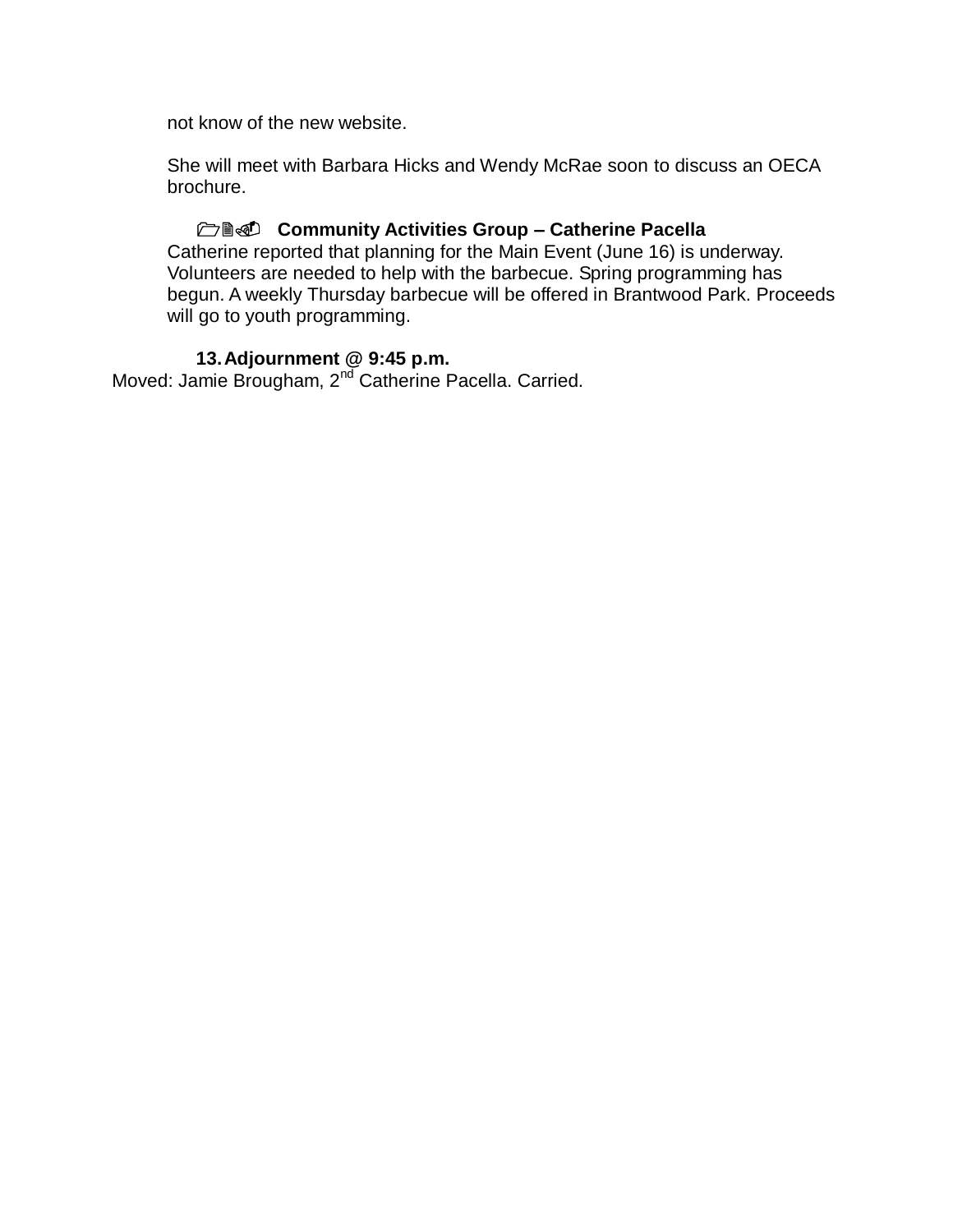not know of the new website.

She will meet with Barbara Hicks and Wendy McRae soon to discuss an OECA brochure.

**Community Activities Group – Catherine Pacella**

Catherine reported that planning for the Main Event (June 16) is underway. Volunteers are needed to help with the barbecue. Spring programming has begun. A weekly Thursday barbecue will be offered in Brantwood Park. Proceeds will go to youth programming.

**13. Adjournment @ 9:45 p.m.**

Moved: Jamie Brougham, 2nd Catherine Pacella. Carried.